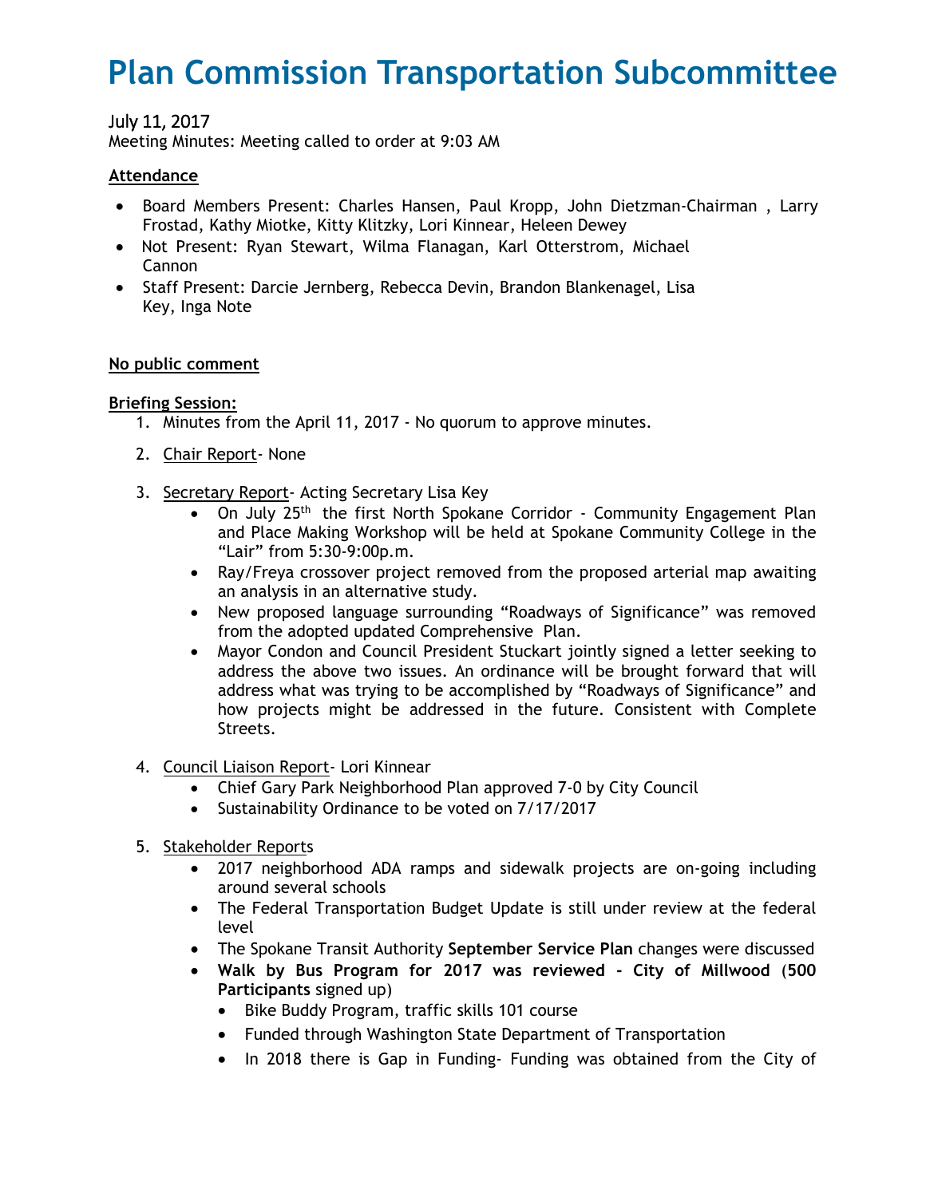# Plan Commission Transportation Subcommittee

July 11, 2017

Meeting Minutes: Meeting called to order at 9:03 AM

**Attendance**

- Board Members Present: Charles Hansen, Paul Kropp, John Dietzman-Chairman , Larry Frostad, Kathy Miotke, Kitty Klitzky, Lori Kinnear, Heleen Dewey
- Not Present: Ryan Stewart, Wilma Flanagan, Karl Otterstrom, Michael Cannon
- Staff Present: Darcie Jernberg, Rebecca Devin, Brandon Blankenagel, Lisa Key, Inga Note

**No public comment**

**Briefing Session:**

1. Minutes from the April 11, 2017 - No quorum to approve minutes.
2. Chair Report- None
3. Secretary Report- Acting Secretary Lisa Key
   - On July 25th the first North Spokane Corridor - Community Engagement Plan and Place Making Workshop will be held at Spokane Community College in the "Lair" from 5:30-9:00p.m.
   - Ray/Freya crossover project removed from the proposed arterial map awaiting an analysis in an alternative study.
   - New proposed language surrounding "Roadways of Significance" was removed from the adopted updated Comprehensive Plan.
   - Mayor Condon and Council President Stuckart jointly signed a letter seeking to address the above two issues. An ordinance will be brought forward that will address what was trying to be accomplished by "Roadways of Significance" and how projects might be addressed in the future. Consistent with Complete Streets.
4. Council Liaison Report- Lori Kinnear
   - Chief Gary Park Neighborhood Plan approved 7-0 by City Council
   - Sustainability Ordinance to be voted on 7/17/2017
5. Stakeholder Reports
   - 2017 neighborhood ADA ramps and sidewalk projects are on-going including around several schools
   - The Federal Transportation Budget Update is still under review at the federal level
   - The Spokane Transit Authority **September Service Plan** changes were discussed
   - **Walk by Bus Program for 2017 was reviewed - City of Millwood** (**500 Participants** signed up)
     - Bike Buddy Program, traffic skills 101 course
     - Funded through Washington State Department of Transportation
     - In 2018 there is Gap in Funding- Funding was obtained from the City of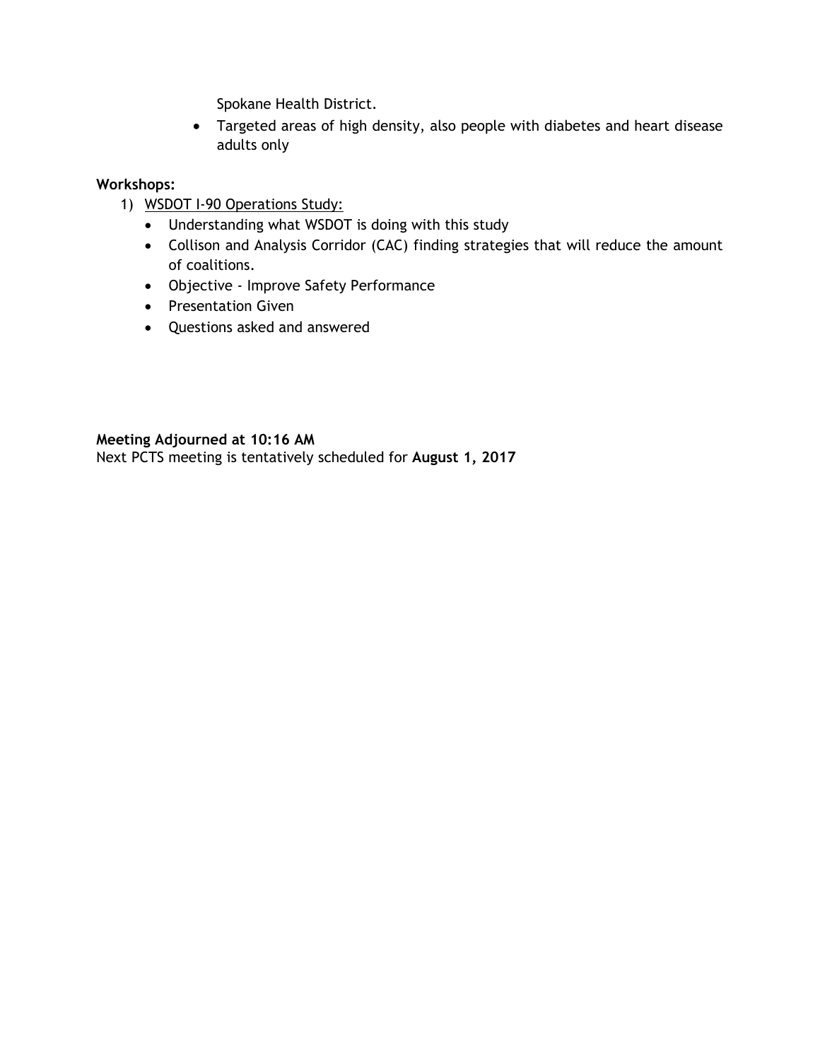Spokane Health District.

- Targeted areas of high density, also people with diabetes and heart disease adults only

**Workshops:**

1) WSDOT I-90 Operations Study:
   - Understanding what WSDOT is doing with this study
   - Collison and Analysis Corridor (CAC) finding strategies that will reduce the amount of coalitions.
   - Objective - Improve Safety Performance
   - Presentation Given
   - Questions asked and answered

**Meeting Adjourned at 10:16 AM**

Next PCTS meeting is tentatively scheduled for **August 1, 2017**